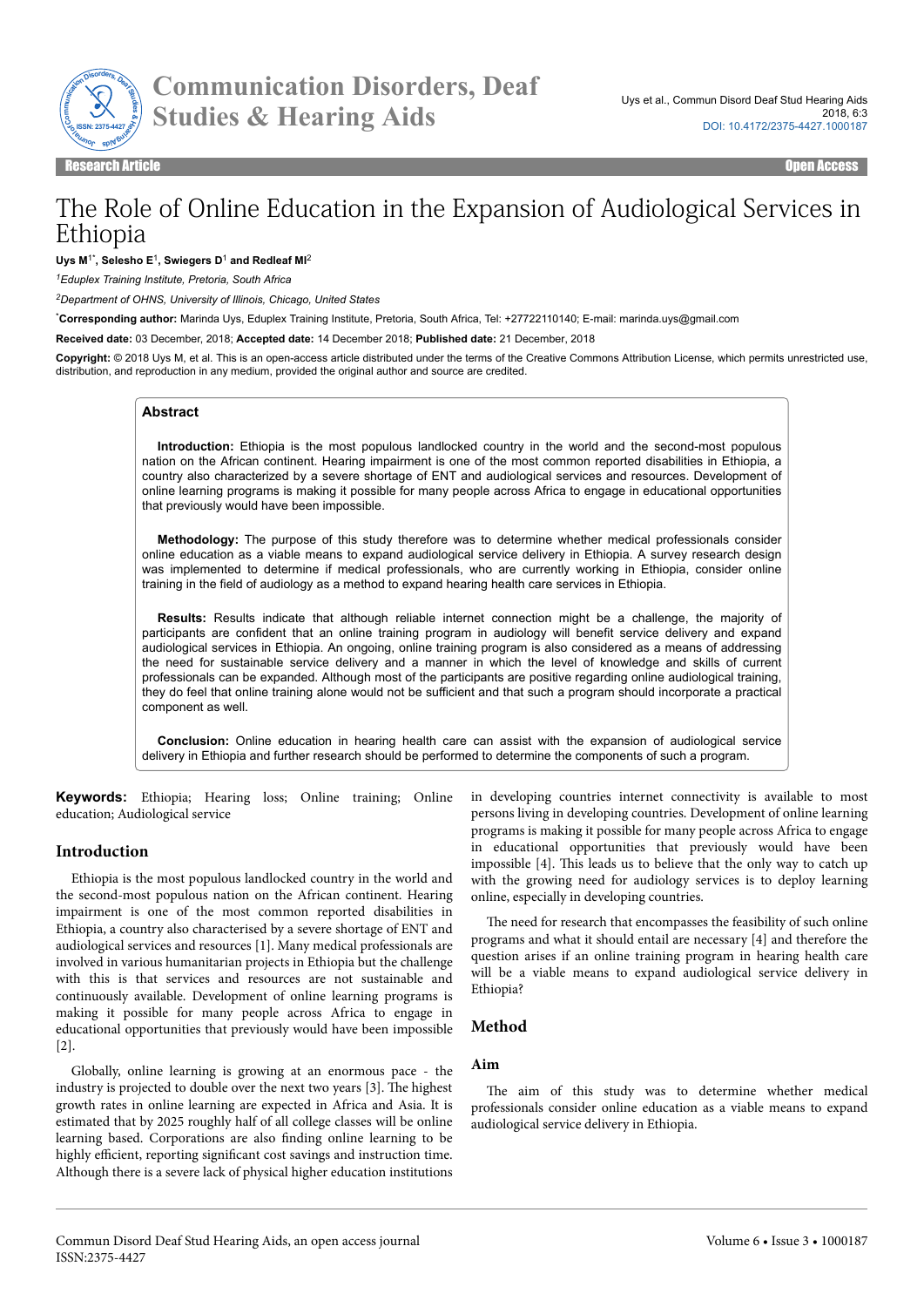Research Article | Open Access

# The Role of Online Education in the Expansion of Audiological Services in Ethiopia

**Uys M[1*], Selesho E[1], Swiegers D[1] and Redleaf MI[2]**

*[1]Eduplex Training Institute, Pretoria, South Africa*

*[2]Department of OHNS, University of Illinois, Chicago, United States*

[*]**Corresponding author:** Marinda Uys, Eduplex Training Institute, Pretoria, South Africa, Tel: +27722110140; E-mail: marinda.uys@gmail.com

**Received date:** 03 December, 2018; **Accepted date:** 14 December 2018; **Published date:** 21 December, 2018

**Copyright:** © 2018 Uys M, et al. This is an open-access article distributed under the terms of the Creative Commons Attribution License, which permits unrestricted use, distribution, and reproduction in any medium, provided the original author and source are credited.

## Abstract

**Introduction:** Ethiopia is the most populous landlocked country in the world and the second-most populous nation on the African continent. Hearing impairment is one of the most common reported disabilities in Ethiopia, a country also characterized by a severe shortage of ENT and audiological services and resources. Development of online learning programs is making it possible for many people across Africa to engage in educational opportunities that previously would have been impossible.

**Methodology:** The purpose of this study therefore was to determine whether medical professionals consider online education as a viable means to expand audiological service delivery in Ethiopia. A survey research design was implemented to determine if medical professionals, who are currently working in Ethiopia, consider online training in the field of audiology as a method to expand hearing health care services in Ethiopia.

**Results:** Results indicate that although reliable internet connection might be a challenge, the majority of participants are confident that an online training program in audiology will benefit service delivery and expand audiological services in Ethiopia. An ongoing, online training program is also considered as a means of addressing the need for sustainable service delivery and a manner in which the level of knowledge and skills of current professionals can be expanded. Although most of the participants are positive regarding online audiological training, they do feel that online training alone would not be sufficient and that such a program should incorporate a practical component as well.

**Conclusion:** Online education in hearing health care can assist with the expansion of audiological service delivery in Ethiopia and further research should be performed to determine the components of such a program.

**Keywords:** Ethiopia; Hearing loss; Online training; Online education; Audiological service

## Introduction

Ethiopia is the most populous landlocked country in the world and the second-most populous nation on the African continent. Hearing impairment is one of the most common reported disabilities in Ethiopia, a country also characterised by a severe shortage of ENT and audiological services and resources [1]. Many medical professionals are involved in various humanitarian projects in Ethiopia but the challenge with this is that services and resources are not sustainable and continuously available. Development of online learning programs is making it possible for many people across Africa to engage in educational opportunities that previously would have been impossible [2].

Globally, online learning is growing at an enormous pace - the industry is projected to double over the next two years [3]. The highest growth rates in online learning are expected in Africa and Asia. It is estimated that by 2025 roughly half of all college classes will be online learning based. Corporations are also finding online learning to be highly efficient, reporting significant cost savings and instruction time. Although there is a severe lack of physical higher education institutions in developing countries internet connectivity is available to most persons living in developing countries. Development of online learning programs is making it possible for many people across Africa to engage in educational opportunities that previously would have been impossible [4]. This leads us to believe that the only way to catch up with the growing need for audiology services is to deploy learning online, especially in developing countries.

The need for research that encompasses the feasibility of such online programs and what it should entail are necessary [4] and therefore the question arises if an online training program in hearing health care will be a viable means to expand audiological service delivery in Ethiopia?

## Method

### Aim

The aim of this study was to determine whether medical professionals consider online education as a viable means to expand audiological service delivery in Ethiopia.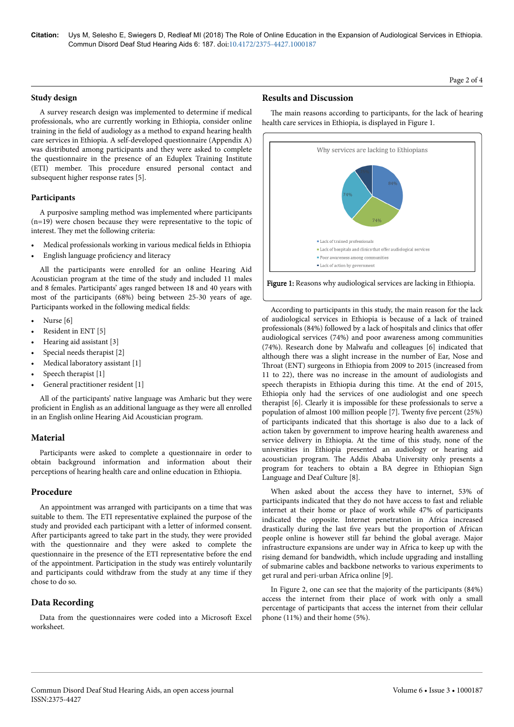## Study design

A survey research design was implemented to determine if medical professionals, who are currently working in Ethiopia, consider online training in the field of audiology as a method to expand hearing health care services in Ethiopia. A self-developed questionnaire (Appendix A) was distributed among participants and they were asked to complete the questionnaire in the presence of an Eduplex Training Institute (ETI) member. This procedure ensured personal contact and subsequent higher response rates [5].

## Participants

A purposive sampling method was implemented where participants (n=19) were chosen because they were representative to the topic of interest. They met the following criteria:

- Medical professionals working in various medical fields in Ethiopia
- English language proficiency and literacy

All the participants were enrolled for an online Hearing Aid Acoustician program at the time of the study and included 11 males and 8 females. Participants' ages ranged between 18 and 40 years with most of the participants (68%) being between 25-30 years of age. Participants worked in the following medical fields:

- Nurse [6]
- Resident in ENT [5]
- Hearing aid assistant [3]
- Special needs therapist [2]
- Medical laboratory assistant [1]
- Speech therapist [1]
- General practitioner resident [1]

All of the participants' native language was Amharic but they were proficient in English as an additional language as they were all enrolled in an English online Hearing Aid Acoustician program.

## Material

Participants were asked to complete a questionnaire in order to obtain background information and information about their perceptions of hearing health care and online education in Ethiopia.

## Procedure

An appointment was arranged with participants on a time that was suitable to them. The ETI representative explained the purpose of the study and provided each participant with a letter of informed consent. After participants agreed to take part in the study, they were provided with the questionnaire and they were asked to complete the questionnaire in the presence of the ETI representative before the end of the appointment. Participation in the study was entirely voluntarily and participants could withdraw from the study at any time if they chose to do so.

## Data Recording

Data from the questionnaires were coded into a Microsoft Excel worksheet.

## Results and Discussion

The main reasons according to participants, for the lack of hearing health care services in Ethiopia, is displayed in Figure 1.

Why services are lacking to Ethiopians

- Lack of trained professionals (84%)
- Lack of hospitals and clinics that offer audiological services (74%)
- Poor awareness among communities (74%)
- Lack of action by government

**Figure 1:** Reasons why audiological services are lacking in Ethiopia.

According to participants in this study, the main reason for the lack of audiological services in Ethiopia is because of a lack of trained professionals (84%) followed by a lack of hospitals and clinics that offer audiological services (74%) and poor awareness among communities (74%). Research done by Malwafu and colleagues [6] indicated that although there was a slight increase in the number of Ear, Nose and Throat (ENT) surgeons in Ethiopia from 2009 to 2015 (increased from 11 to 22), there was no increase in the amount of audiologists and speech therapists in Ethiopia during this time. At the end of 2015, Ethiopia only had the services of one audiologist and one speech therapist [6]. Clearly it is impossible for these professionals to serve a population of almost 100 million people [7]. Twenty five percent (25%) of participants indicated that this shortage is also due to a lack of action taken by government to improve hearing health awareness and service delivery in Ethiopia. At the time of this study, none of the universities in Ethiopia presented an audiology or hearing aid acoustician program. The Addis Ababa University only presents a program for teachers to obtain a BA degree in Ethiopian Sign Language and Deaf Culture [8].

When asked about the access they have to internet, 53% of participants indicated that they do not have access to fast and reliable internet at their home or place of work while 47% of participants indicated the opposite. Internet penetration in Africa increased drastically during the last five years but the proportion of African people online is however still far behind the global average. Major infrastructure expansions are under way in Africa to keep up with the rising demand for bandwidth, which include upgrading and installing of submarine cables and backbone networks to various experiments to get rural and peri-urban Africa online [9].

In Figure 2, one can see that the majority of the participants (84%) access the internet from their place of work with only a small percentage of participants that access the internet from their cellular phone (11%) and their home (5%).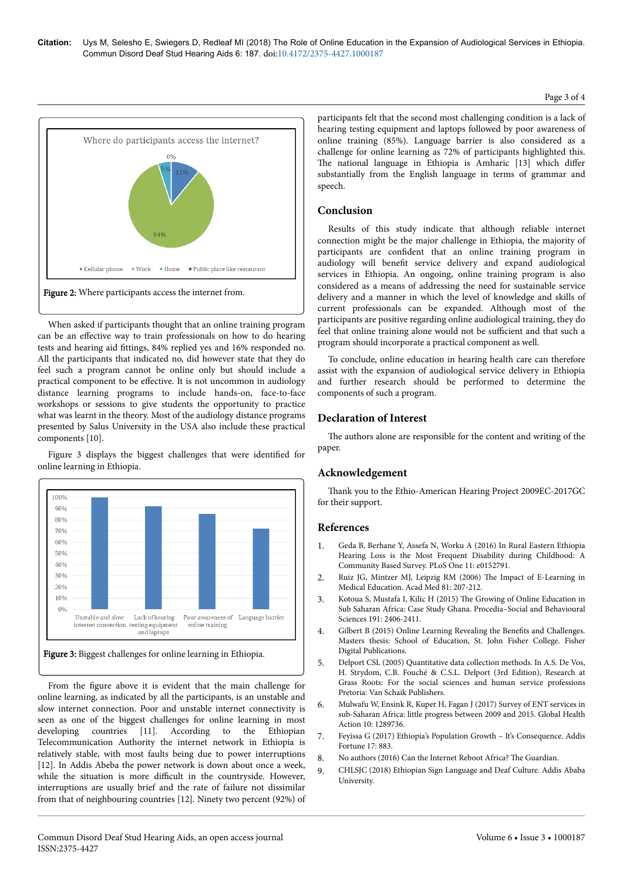Figure 2: Where participants access the internet from.

When asked if participants thought that an online training program can be an effective way to train professionals on how to do hearing tests and hearing aid fittings, 84% replied yes and 16% responded no. All the participants that indicated no, did however state that they do feel such a program cannot be online only but should include a practical component to be effective. It is not uncommon in audiology distance learning programs to include hands-on, face-to-face workshops or sessions to give students the opportunity to practice what was learnt in the theory. Most of the audiology distance programs presented by Salus University in the USA also include these practical components [10].

Figure 3 displays the biggest challenges that were identified for online learning in Ethiopia.

Figure 3: Biggest challenges for online learning in Ethiopia.

From the figure above it is evident that the main challenge for online learning, as indicated by all the participants, is an unstable and slow internet connection. Poor and unstable internet connectivity is seen as one of the biggest challenges for online learning in most developing countries [11]. According to the Ethiopian Telecommunication Authority the internet network in Ethiopia is relatively stable, with most faults being due to power interruptions [12]. In Addis Abeba the power network is down about once a week, while the situation is more difficult in the countryside. However, interruptions are usually brief and the rate of failure not dissimilar from that of neighbouring countries [12]. Ninety two percent (92%) of participants felt that the second most challenging condition is a lack of hearing testing equipment and laptops followed by poor awareness of online training (85%). Language barrier is also considered as a challenge for online learning as 72% of participants highlighted this. The national language in Ethiopia is Amharic [13] which differ substantially from the English language in terms of grammar and speech.

## Conclusion

Results of this study indicate that although reliable internet connection might be the major challenge in Ethiopia, the majority of participants are confident that an online training program in audiology will benefit service delivery and expand audiological services in Ethiopia. An ongoing, online training program is also considered as a means of addressing the need for sustainable service delivery and a manner in which the level of knowledge and skills of current professionals can be expanded. Although most of the participants are positive regarding online audiological training, they do feel that online training alone would not be sufficient and that such a program should incorporate a practical component as well.

To conclude, online education in hearing health care can therefore assist with the expansion of audiological service delivery in Ethiopia and further research should be performed to determine the components of such a program.

## Declaration of Interest

The authors alone are responsible for the content and writing of the paper.

## Acknowledgement

Thank you to the Ethio-American Hearing Project 2009EC-2017GC for their support.

## References

1. Geda B, Berhane Y, Assefa N, Worku A (2016) In Rural Eastern Ethiopia Hearing Loss is the Most Frequent Disability during Childhood: A Community Based Survey. PLoS One 11: e0152791.
2. Ruiz JG, Mintzer MJ, Leipzig RM (2006) The Impact of E-Learning in Medical Education. Acad Med 81: 207-212.
3. Kotoua S, Mustafa I, Kilic H (2015) The Growing of Online Education in Sub Saharan Africa: Case Study Ghana. Procedia–Social and Behavioural Sciences 191: 2406-2411.
4. Gilbert B (2015) Online Learning Revealing the Benefits and Challenges. Masters thesis: School of Education, St. John Fisher College. Fisher Digital Publications.
5. Delport CSL (2005) Quantitative data collection methods. In A.S. De Vos, H. Strydom, C.B. Fouché & C.S.L. Delport (3rd Edition), Research at Grass Roots: For the social sciences and human service professions Pretoria: Van Schaik Publishers.
6. Mulwafu W, Ensink R, Kuper H, Fagan J (2017) Survey of ENT services in sub-Saharan Africa: little progress between 2009 and 2015. Global Health Action 10: 1289736.
7. Feyissa G (2017) Ethiopia's Population Growth – It's Consequence. Addis Fortune 17: 883.
8. No authors (2016) Can the Internet Reboot Africa? The Guardian.
9. CHLSJC (2018) Ethiopian Sign Language and Deaf Culture. Addis Ababa University.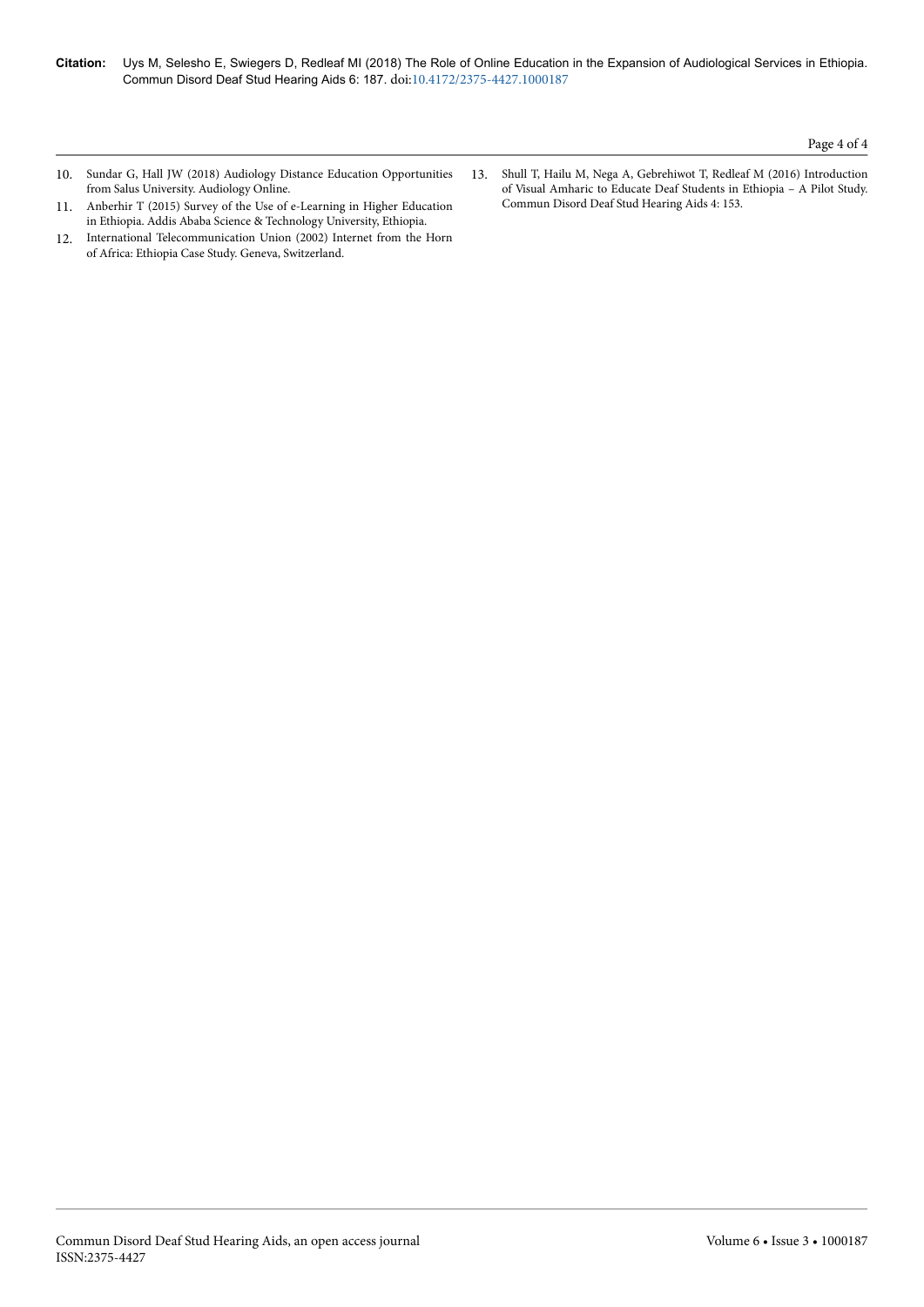10. Sundar G, Hall JW (2018) Audiology Distance Education Opportunities from Salus University. Audiology Online.
11. Anberhir T (2015) Survey of the Use of e-Learning in Higher Education in Ethiopia. Addis Ababa Science & Technology University, Ethiopia.
12. International Telecommunication Union (2002) Internet from the Horn of Africa: Ethiopia Case Study. Geneva, Switzerland.
13. Shull T, Hailu M, Nega A, Gebrehiwot T, Redleaf M (2016) Introduction of Visual Amharic to Educate Deaf Students in Ethiopia – A Pilot Study. Commun Disord Deaf Stud Hearing Aids 4: 153.